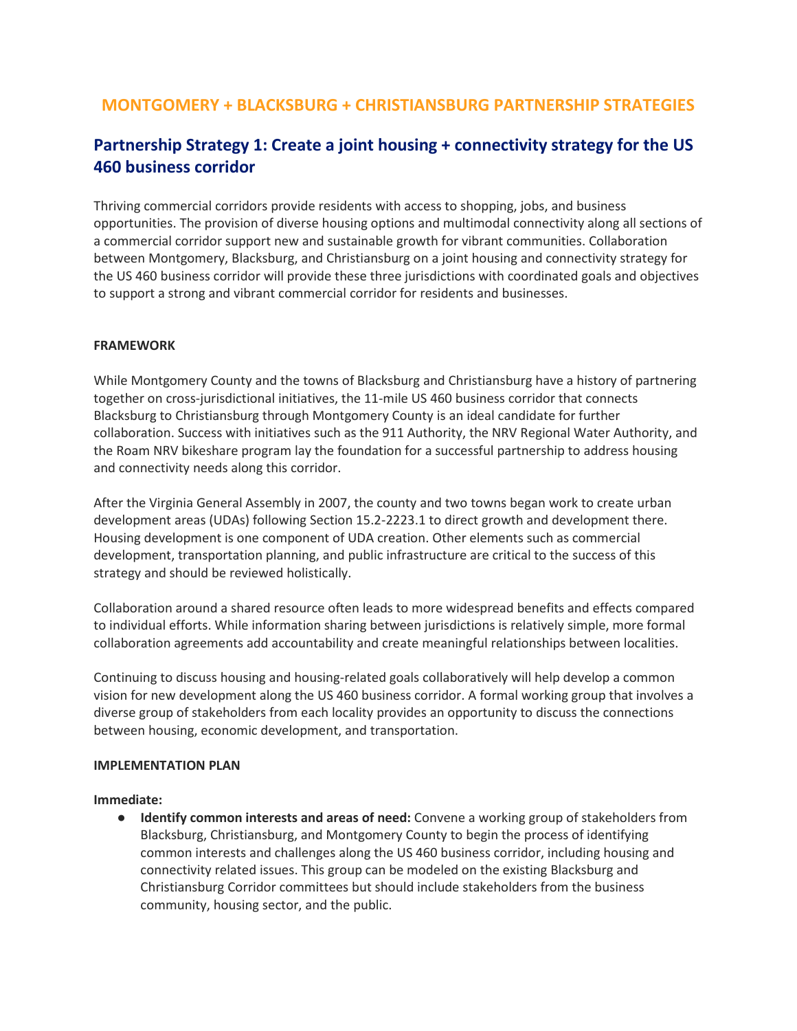# MONTGOMERY + BLACKSBURG + CHRISTIANSBURG PARTNERSHIP STRATEGIES

## Partnership Strategy 1: Create a joint housing + connectivity strategy for the US 460 business corridor

Thriving commercial corridors provide residents with access to shopping, jobs, and business opportunities. The provision of diverse housing options and multimodal connectivity along all sections of a commercial corridor support new and sustainable growth for vibrant communities. Collaboration between Montgomery, Blacksburg, and Christiansburg on a joint housing and connectivity strategy for the US 460 business corridor will provide these three jurisdictions with coordinated goals and objectives to support a strong and vibrant commercial corridor for residents and businesses.

**FRAMEWORK**

While Montgomery County and the towns of Blacksburg and Christiansburg have a history of partnering together on cross-jurisdictional initiatives, the 11-mile US 460 business corridor that connects Blacksburg to Christiansburg through Montgomery County is an ideal candidate for further collaboration. Success with initiatives such as the 911 Authority, the NRV Regional Water Authority, and the Roam NRV bikeshare program lay the foundation for a successful partnership to address housing and connectivity needs along this corridor.

After the Virginia General Assembly in 2007, the county and two towns began work to create urban development areas (UDAs) following Section 15.2-2223.1 to direct growth and development there. Housing development is one component of UDA creation. Other elements such as commercial development, transportation planning, and public infrastructure are critical to the success of this strategy and should be reviewed holistically.

Collaboration around a shared resource often leads to more widespread benefits and effects compared to individual efforts. While information sharing between jurisdictions is relatively simple, more formal collaboration agreements add accountability and create meaningful relationships between localities.

Continuing to discuss housing and housing-related goals collaboratively will help develop a common vision for new development along the US 460 business corridor. A formal working group that involves a diverse group of stakeholders from each locality provides an opportunity to discuss the connections between housing, economic development, and transportation.

**IMPLEMENTATION PLAN**

**Immediate:**

- **Identify common interests and areas of need:** Convene a working group of stakeholders from Blacksburg, Christiansburg, and Montgomery County to begin the process of identifying common interests and challenges along the US 460 business corridor, including housing and connectivity related issues. This group can be modeled on the existing Blacksburg and Christiansburg Corridor committees but should include stakeholders from the business community, housing sector, and the public.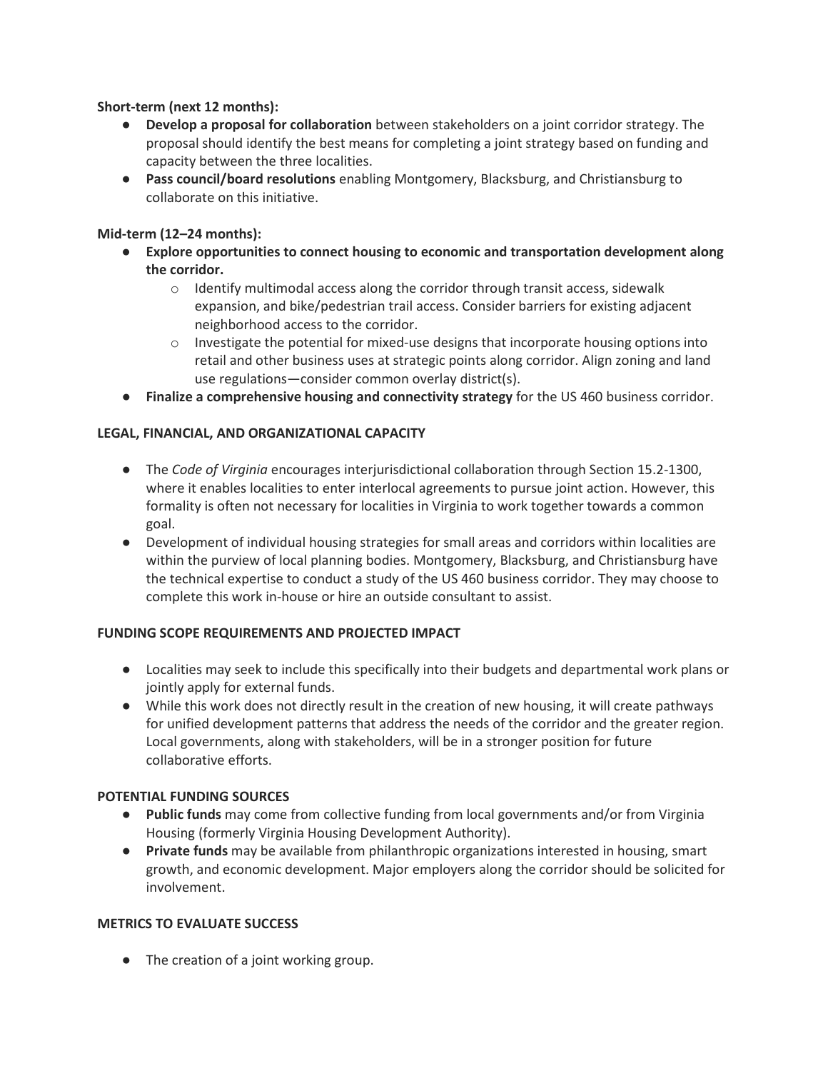**Short-term (next 12 months):**

- **Develop a proposal for collaboration** between stakeholders on a joint corridor strategy. The proposal should identify the best means for completing a joint strategy based on funding and capacity between the three localities.
- **Pass council/board resolutions** enabling Montgomery, Blacksburg, and Christiansburg to collaborate on this initiative.

**Mid-term (12–24 months):**

- **Explore opportunities to connect housing to economic and transportation development along the corridor.**
    - Identify multimodal access along the corridor through transit access, sidewalk expansion, and bike/pedestrian trail access. Consider barriers for existing adjacent neighborhood access to the corridor.
    - Investigate the potential for mixed-use designs that incorporate housing options into retail and other business uses at strategic points along corridor. Align zoning and land use regulations—consider common overlay district(s).
- **Finalize a comprehensive housing and connectivity strategy** for the US 460 business corridor.

**LEGAL, FINANCIAL, AND ORGANIZATIONAL CAPACITY**

- The *Code of Virginia* encourages interjurisdictional collaboration through Section 15.2-1300, where it enables localities to enter interlocal agreements to pursue joint action. However, this formality is often not necessary for localities in Virginia to work together towards a common goal.
- Development of individual housing strategies for small areas and corridors within localities are within the purview of local planning bodies. Montgomery, Blacksburg, and Christiansburg have the technical expertise to conduct a study of the US 460 business corridor. They may choose to complete this work in-house or hire an outside consultant to assist.

**FUNDING SCOPE REQUIREMENTS AND PROJECTED IMPACT**

- Localities may seek to include this specifically into their budgets and departmental work plans or jointly apply for external funds.
- While this work does not directly result in the creation of new housing, it will create pathways for unified development patterns that address the needs of the corridor and the greater region. Local governments, along with stakeholders, will be in a stronger position for future collaborative efforts.

**POTENTIAL FUNDING SOURCES**

- **Public funds** may come from collective funding from local governments and/or from Virginia Housing (formerly Virginia Housing Development Authority).
- **Private funds** may be available from philanthropic organizations interested in housing, smart growth, and economic development. Major employers along the corridor should be solicited for involvement.

**METRICS TO EVALUATE SUCCESS**

- The creation of a joint working group.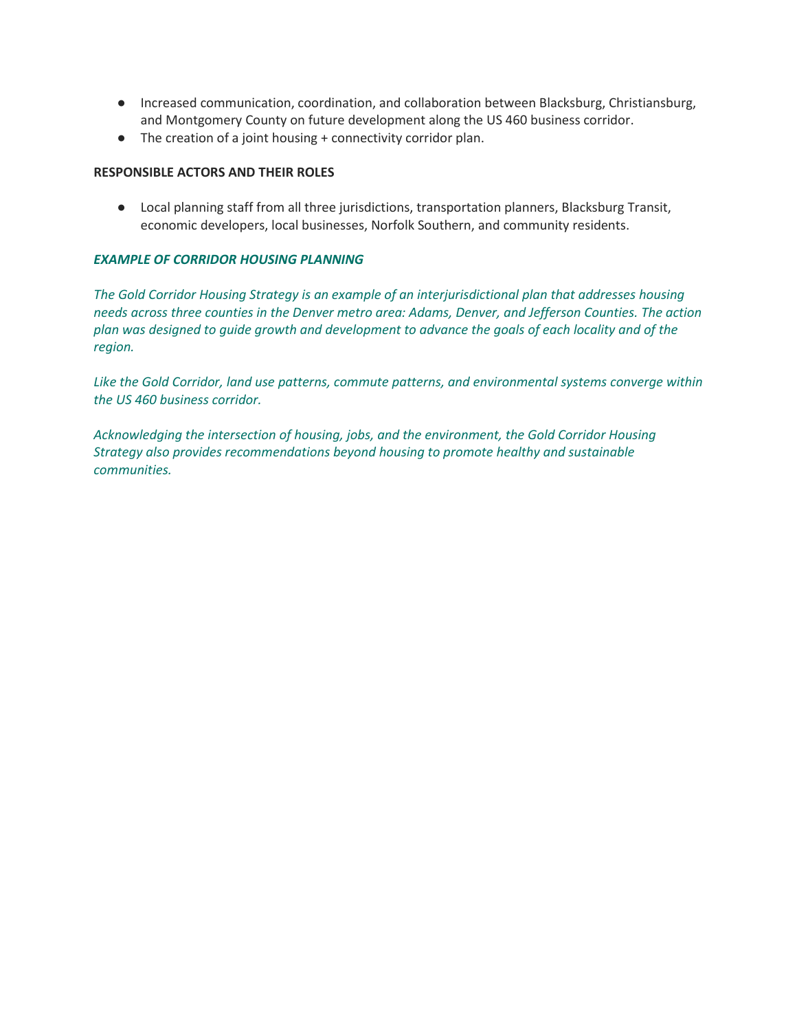- Increased communication, coordination, and collaboration between Blacksburg, Christiansburg, and Montgomery County on future development along the US 460 business corridor.
- The creation of a joint housing + connectivity corridor plan.

**RESPONSIBLE ACTORS AND THEIR ROLES**

- Local planning staff from all three jurisdictions, transportation planners, Blacksburg Transit, economic developers, local businesses, Norfolk Southern, and community residents.

***EXAMPLE OF CORRIDOR HOUSING PLANNING***

*The Gold Corridor Housing Strategy is an example of an interjurisdictional plan that addresses housing needs across three counties in the Denver metro area: Adams, Denver, and Jefferson Counties. The action plan was designed to guide growth and development to advance the goals of each locality and of the region.*

*Like the Gold Corridor, land use patterns, commute patterns, and environmental systems converge within the US 460 business corridor.*

*Acknowledging the intersection of housing, jobs, and the environment, the Gold Corridor Housing Strategy also provides recommendations beyond housing to promote healthy and sustainable communities.*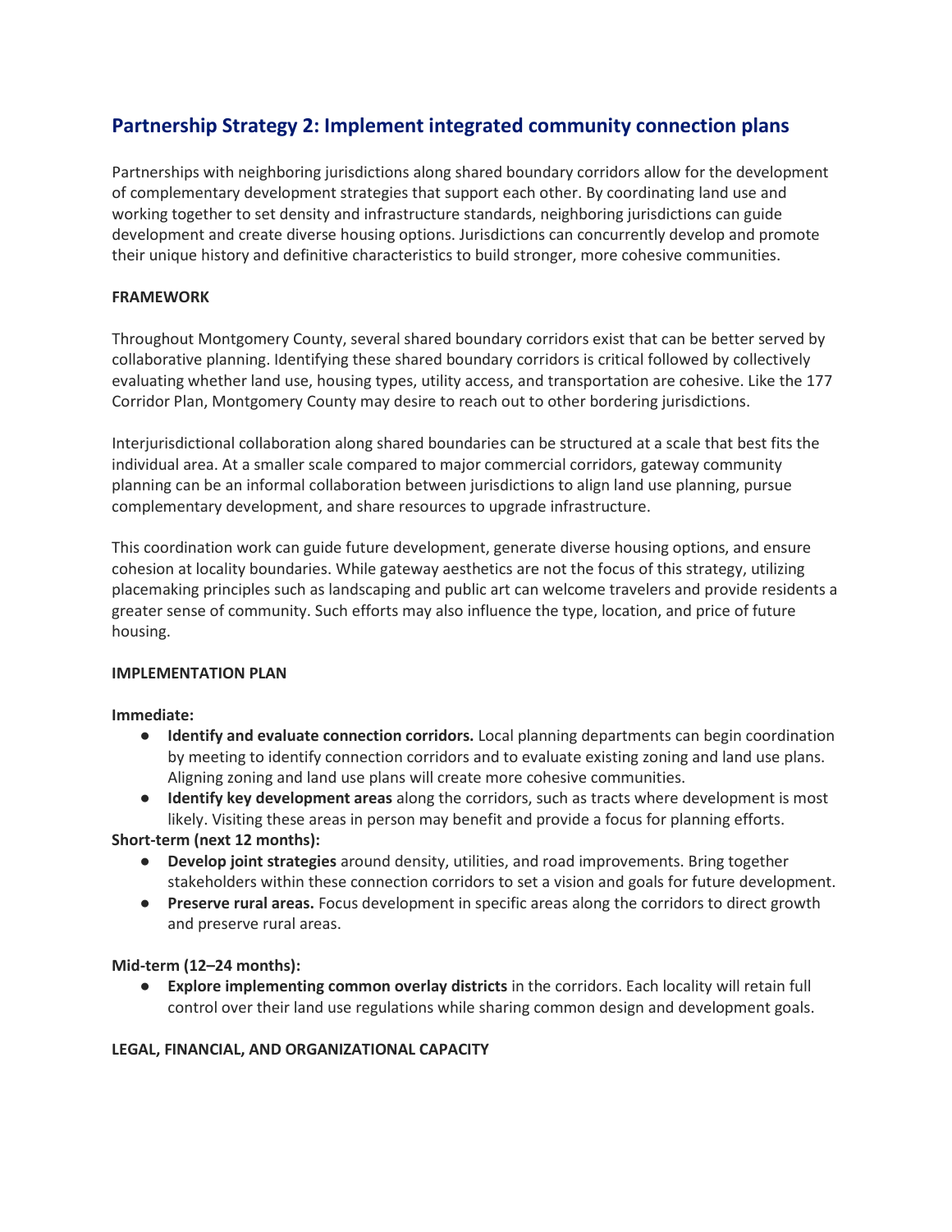## Partnership Strategy 2: Implement integrated community connection plans

Partnerships with neighboring jurisdictions along shared boundary corridors allow for the development of complementary development strategies that support each other. By coordinating land use and working together to set density and infrastructure standards, neighboring jurisdictions can guide development and create diverse housing options. Jurisdictions can concurrently develop and promote their unique history and definitive characteristics to build stronger, more cohesive communities.

**FRAMEWORK**

Throughout Montgomery County, several shared boundary corridors exist that can be better served by collaborative planning. Identifying these shared boundary corridors is critical followed by collectively evaluating whether land use, housing types, utility access, and transportation are cohesive. Like the 177 Corridor Plan, Montgomery County may desire to reach out to other bordering jurisdictions.

Interjurisdictional collaboration along shared boundaries can be structured at a scale that best fits the individual area. At a smaller scale compared to major commercial corridors, gateway community planning can be an informal collaboration between jurisdictions to align land use planning, pursue complementary development, and share resources to upgrade infrastructure.

This coordination work can guide future development, generate diverse housing options, and ensure cohesion at locality boundaries. While gateway aesthetics are not the focus of this strategy, utilizing placemaking principles such as landscaping and public art can welcome travelers and provide residents a greater sense of community. Such efforts may also influence the type, location, and price of future housing.

**IMPLEMENTATION PLAN**

**Immediate:**

- **Identify and evaluate connection corridors.** Local planning departments can begin coordination by meeting to identify connection corridors and to evaluate existing zoning and land use plans. Aligning zoning and land use plans will create more cohesive communities.
- **Identify key development areas** along the corridors, such as tracts where development is most likely. Visiting these areas in person may benefit and provide a focus for planning efforts.

**Short-term (next 12 months):**

- **Develop joint strategies** around density, utilities, and road improvements. Bring together stakeholders within these connection corridors to set a vision and goals for future development.
- **Preserve rural areas.** Focus development in specific areas along the corridors to direct growth and preserve rural areas.

**Mid-term (12–24 months):**

- **Explore implementing common overlay districts** in the corridors. Each locality will retain full control over their land use regulations while sharing common design and development goals.

**LEGAL, FINANCIAL, AND ORGANIZATIONAL CAPACITY**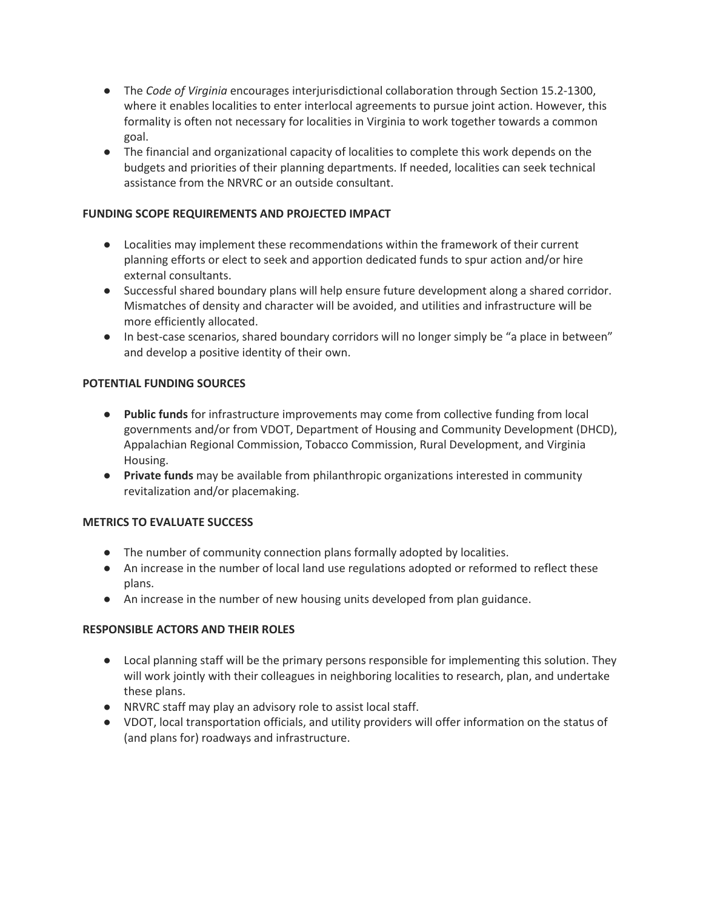- The *Code of Virginia* encourages interjurisdictional collaboration through Section 15.2-1300, where it enables localities to enter interlocal agreements to pursue joint action. However, this formality is often not necessary for localities in Virginia to work together towards a common goal.
- The financial and organizational capacity of localities to complete this work depends on the budgets and priorities of their planning departments. If needed, localities can seek technical assistance from the NRVRC or an outside consultant.

**FUNDING SCOPE REQUIREMENTS AND PROJECTED IMPACT**

- Localities may implement these recommendations within the framework of their current planning efforts or elect to seek and apportion dedicated funds to spur action and/or hire external consultants.
- Successful shared boundary plans will help ensure future development along a shared corridor. Mismatches of density and character will be avoided, and utilities and infrastructure will be more efficiently allocated.
- In best-case scenarios, shared boundary corridors will no longer simply be "a place in between" and develop a positive identity of their own.

**POTENTIAL FUNDING SOURCES**

- **Public funds** for infrastructure improvements may come from collective funding from local governments and/or from VDOT, Department of Housing and Community Development (DHCD), Appalachian Regional Commission, Tobacco Commission, Rural Development, and Virginia Housing.
- **Private funds** may be available from philanthropic organizations interested in community revitalization and/or placemaking.

**METRICS TO EVALUATE SUCCESS**

- The number of community connection plans formally adopted by localities.
- An increase in the number of local land use regulations adopted or reformed to reflect these plans.
- An increase in the number of new housing units developed from plan guidance.

**RESPONSIBLE ACTORS AND THEIR ROLES**

- Local planning staff will be the primary persons responsible for implementing this solution. They will work jointly with their colleagues in neighboring localities to research, plan, and undertake these plans.
- NRVRC staff may play an advisory role to assist local staff.
- VDOT, local transportation officials, and utility providers will offer information on the status of (and plans for) roadways and infrastructure.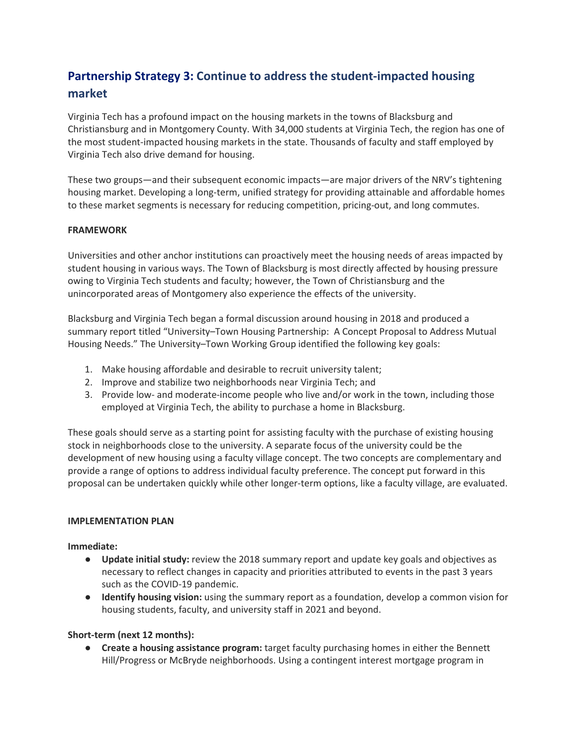## Partnership Strategy 3: Continue to address the student-impacted housing market

Virginia Tech has a profound impact on the housing markets in the towns of Blacksburg and Christiansburg and in Montgomery County. With 34,000 students at Virginia Tech, the region has one of the most student-impacted housing markets in the state. Thousands of faculty and staff employed by Virginia Tech also drive demand for housing.

These two groups—and their subsequent economic impacts—are major drivers of the NRV's tightening housing market. Developing a long-term, unified strategy for providing attainable and affordable homes to these market segments is necessary for reducing competition, pricing-out, and long commutes.

**FRAMEWORK**

Universities and other anchor institutions can proactively meet the housing needs of areas impacted by student housing in various ways. The Town of Blacksburg is most directly affected by housing pressure owing to Virginia Tech students and faculty; however, the Town of Christiansburg and the unincorporated areas of Montgomery also experience the effects of the university.

Blacksburg and Virginia Tech began a formal discussion around housing in 2018 and produced a summary report titled "University–Town Housing Partnership: A Concept Proposal to Address Mutual Housing Needs." The University–Town Working Group identified the following key goals:

1. Make housing affordable and desirable to recruit university talent;
2. Improve and stabilize two neighborhoods near Virginia Tech; and
3. Provide low- and moderate-income people who live and/or work in the town, including those employed at Virginia Tech, the ability to purchase a home in Blacksburg.

These goals should serve as a starting point for assisting faculty with the purchase of existing housing stock in neighborhoods close to the university. A separate focus of the university could be the development of new housing using a faculty village concept. The two concepts are complementary and provide a range of options to address individual faculty preference. The concept put forward in this proposal can be undertaken quickly while other longer-term options, like a faculty village, are evaluated.

**IMPLEMENTATION PLAN**

**Immediate:**

- **Update initial study:** review the 2018 summary report and update key goals and objectives as necessary to reflect changes in capacity and priorities attributed to events in the past 3 years such as the COVID-19 pandemic.
- **Identify housing vision:** using the summary report as a foundation, develop a common vision for housing students, faculty, and university staff in 2021 and beyond.

**Short-term (next 12 months):**

- **Create a housing assistance program:** target faculty purchasing homes in either the Bennett Hill/Progress or McBryde neighborhoods. Using a contingent interest mortgage program in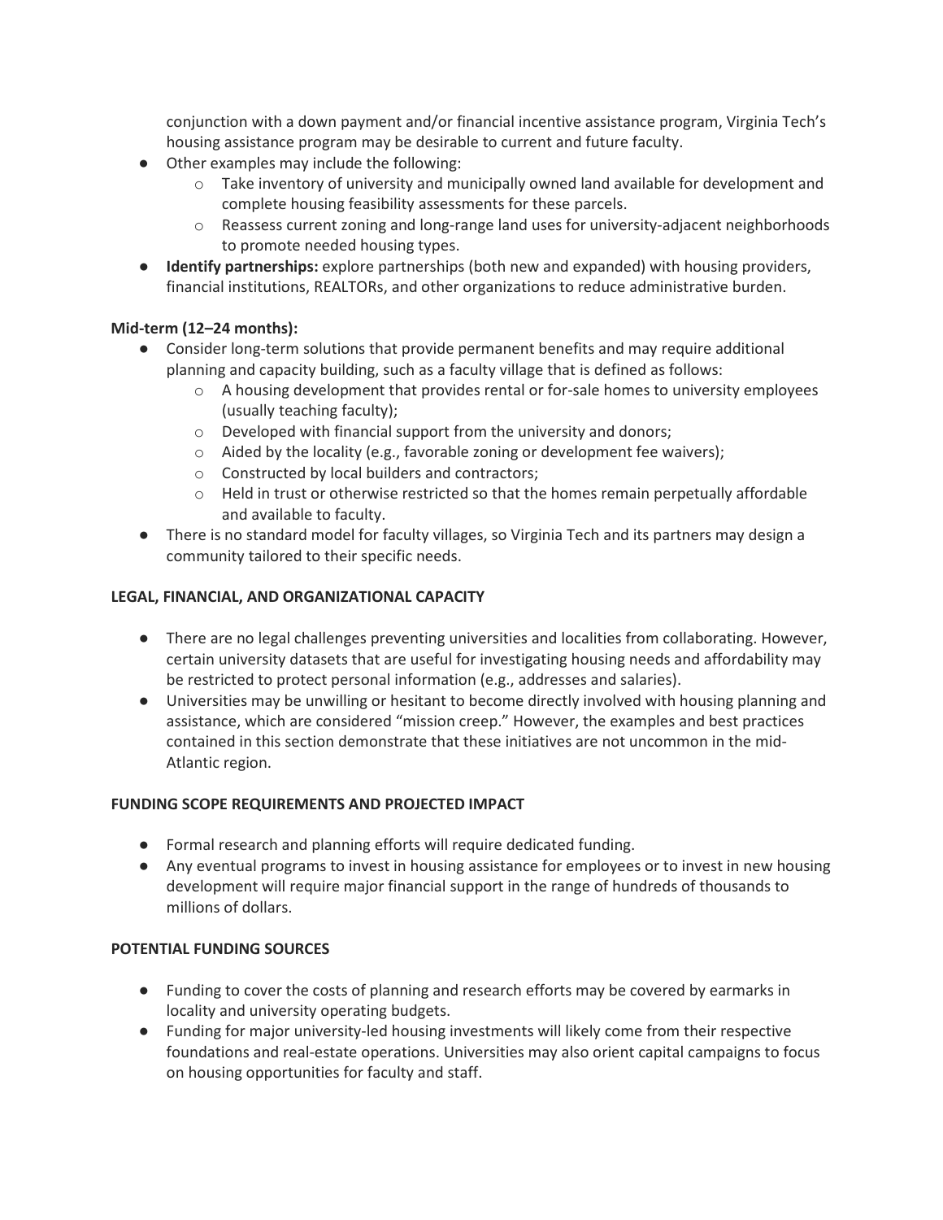conjunction with a down payment and/or financial incentive assistance program, Virginia Tech's housing assistance program may be desirable to current and future faculty.

- Other examples may include the following:
  - Take inventory of university and municipally owned land available for development and complete housing feasibility assessments for these parcels.
  - Reassess current zoning and long-range land uses for university-adjacent neighborhoods to promote needed housing types.
- **Identify partnerships:** explore partnerships (both new and expanded) with housing providers, financial institutions, REALTORs, and other organizations to reduce administrative burden.

**Mid-term (12–24 months):**

- Consider long-term solutions that provide permanent benefits and may require additional planning and capacity building, such as a faculty village that is defined as follows:
  - A housing development that provides rental or for-sale homes to university employees (usually teaching faculty);
  - Developed with financial support from the university and donors;
  - Aided by the locality (e.g., favorable zoning or development fee waivers);
  - Constructed by local builders and contractors;
  - Held in trust or otherwise restricted so that the homes remain perpetually affordable and available to faculty.
- There is no standard model for faculty villages, so Virginia Tech and its partners may design a community tailored to their specific needs.

**LEGAL, FINANCIAL, AND ORGANIZATIONAL CAPACITY**

- There are no legal challenges preventing universities and localities from collaborating. However, certain university datasets that are useful for investigating housing needs and affordability may be restricted to protect personal information (e.g., addresses and salaries).
- Universities may be unwilling or hesitant to become directly involved with housing planning and assistance, which are considered "mission creep." However, the examples and best practices contained in this section demonstrate that these initiatives are not uncommon in the mid-Atlantic region.

**FUNDING SCOPE REQUIREMENTS AND PROJECTED IMPACT**

- Formal research and planning efforts will require dedicated funding.
- Any eventual programs to invest in housing assistance for employees or to invest in new housing development will require major financial support in the range of hundreds of thousands to millions of dollars.

**POTENTIAL FUNDING SOURCES**

- Funding to cover the costs of planning and research efforts may be covered by earmarks in locality and university operating budgets.
- Funding for major university-led housing investments will likely come from their respective foundations and real-estate operations. Universities may also orient capital campaigns to focus on housing opportunities for faculty and staff.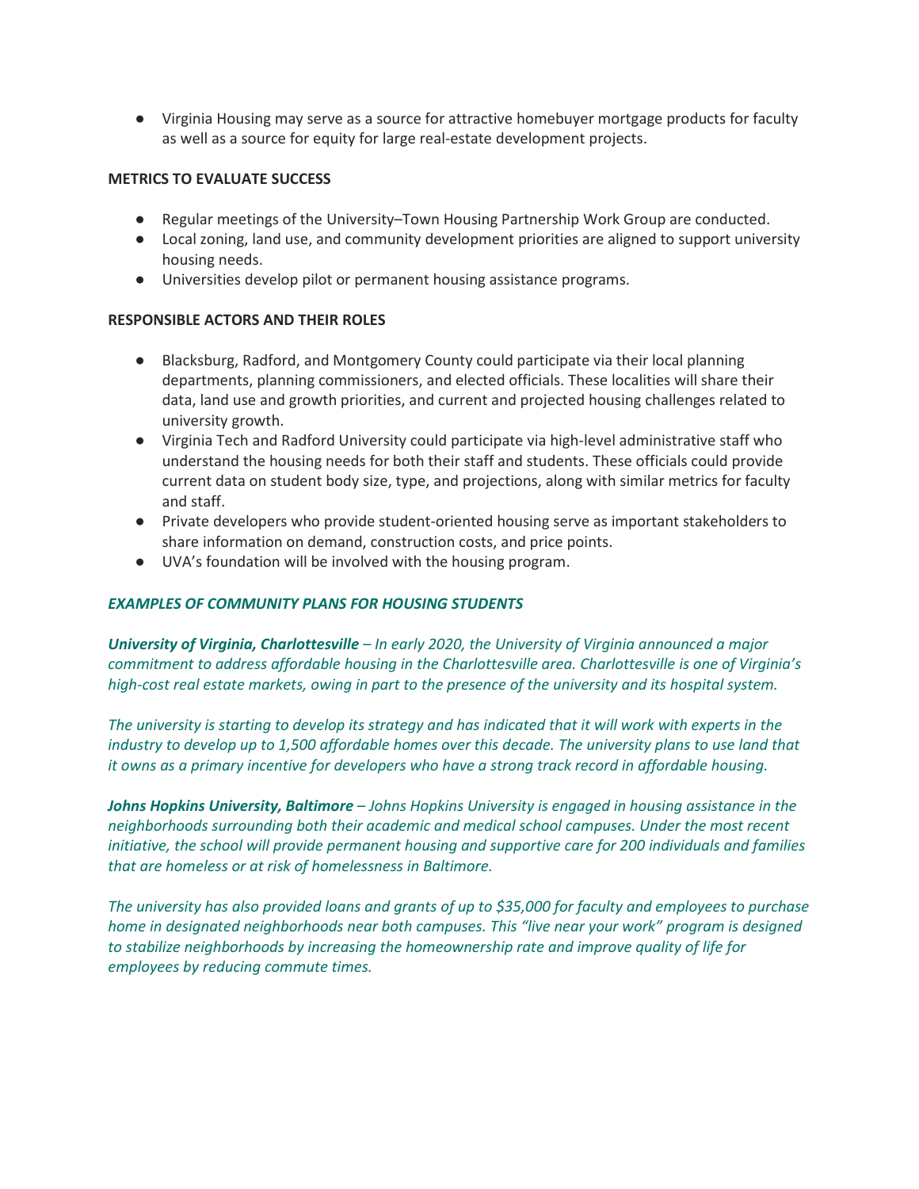- Virginia Housing may serve as a source for attractive homebuyer mortgage products for faculty as well as a source for equity for large real-estate development projects.

**METRICS TO EVALUATE SUCCESS**

- Regular meetings of the University–Town Housing Partnership Work Group are conducted.
- Local zoning, land use, and community development priorities are aligned to support university housing needs.
- Universities develop pilot or permanent housing assistance programs.

**RESPONSIBLE ACTORS AND THEIR ROLES**

- Blacksburg, Radford, and Montgomery County could participate via their local planning departments, planning commissioners, and elected officials. These localities will share their data, land use and growth priorities, and current and projected housing challenges related to university growth.
- Virginia Tech and Radford University could participate via high-level administrative staff who understand the housing needs for both their staff and students. These officials could provide current data on student body size, type, and projections, along with similar metrics for faculty and staff.
- Private developers who provide student-oriented housing serve as important stakeholders to share information on demand, construction costs, and price points.
- UVA's foundation will be involved with the housing program.

***EXAMPLES OF COMMUNITY PLANS FOR HOUSING STUDENTS***

***University of Virginia, Charlottesville*** *– In early 2020, the University of Virginia announced a major commitment to address affordable housing in the Charlottesville area. Charlottesville is one of Virginia's high-cost real estate markets, owing in part to the presence of the university and its hospital system.*

*The university is starting to develop its strategy and has indicated that it will work with experts in the industry to develop up to 1,500 affordable homes over this decade. The university plans to use land that it owns as a primary incentive for developers who have a strong track record in affordable housing.*

***Johns Hopkins University, Baltimore*** *– Johns Hopkins University is engaged in housing assistance in the neighborhoods surrounding both their academic and medical school campuses. Under the most recent initiative, the school will provide permanent housing and supportive care for 200 individuals and families that are homeless or at risk of homelessness in Baltimore.*

*The university has also provided loans and grants of up to $35,000 for faculty and employees to purchase home in designated neighborhoods near both campuses. This "live near your work" program is designed to stabilize neighborhoods by increasing the homeownership rate and improve quality of life for employees by reducing commute times.*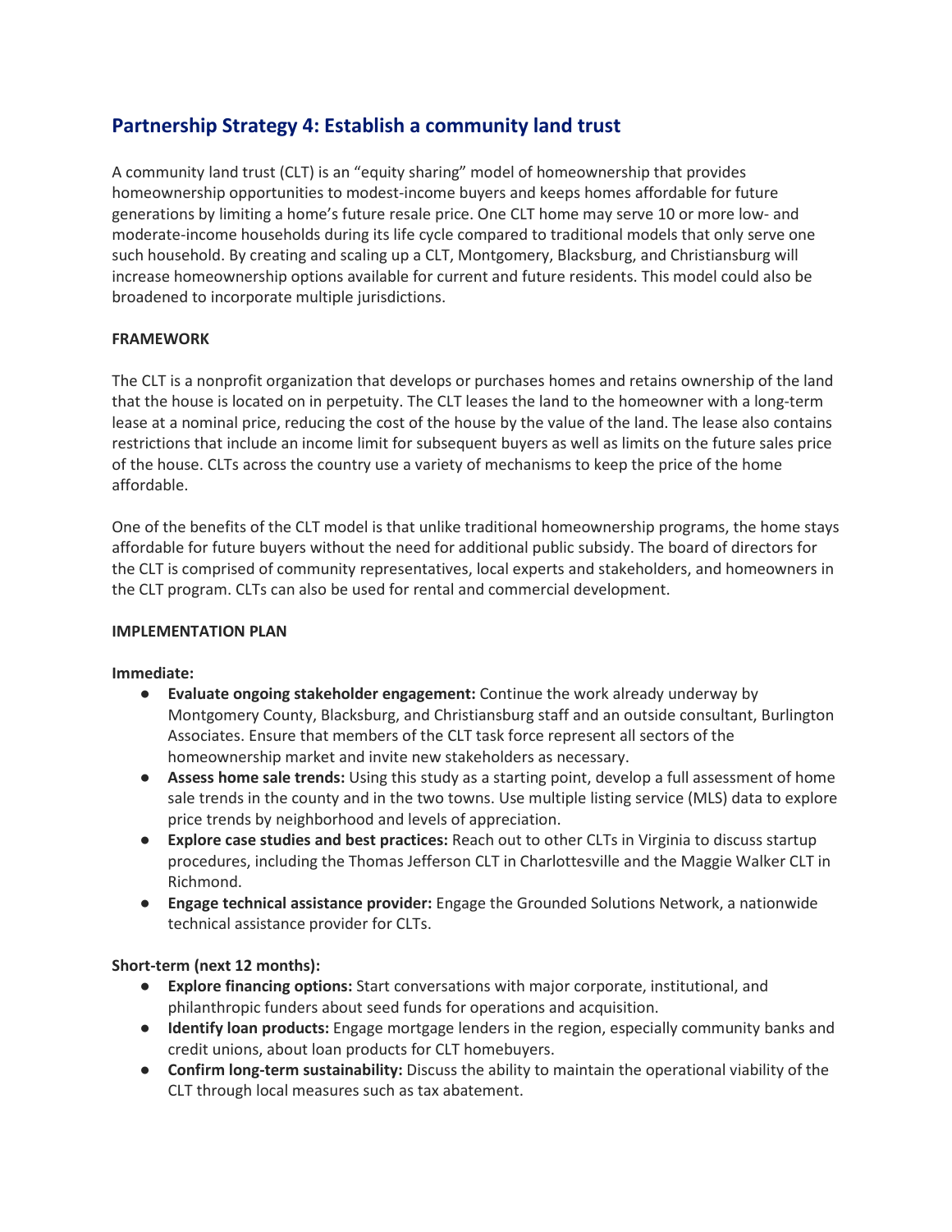## Partnership Strategy 4: Establish a community land trust

A community land trust (CLT) is an "equity sharing" model of homeownership that provides homeownership opportunities to modest-income buyers and keeps homes affordable for future generations by limiting a home's future resale price. One CLT home may serve 10 or more low- and moderate-income households during its life cycle compared to traditional models that only serve one such household. By creating and scaling up a CLT, Montgomery, Blacksburg, and Christiansburg will increase homeownership options available for current and future residents. This model could also be broadened to incorporate multiple jurisdictions.

**FRAMEWORK**

The CLT is a nonprofit organization that develops or purchases homes and retains ownership of the land that the house is located on in perpetuity. The CLT leases the land to the homeowner with a long-term lease at a nominal price, reducing the cost of the house by the value of the land. The lease also contains restrictions that include an income limit for subsequent buyers as well as limits on the future sales price of the house. CLTs across the country use a variety of mechanisms to keep the price of the home affordable.

One of the benefits of the CLT model is that unlike traditional homeownership programs, the home stays affordable for future buyers without the need for additional public subsidy. The board of directors for the CLT is comprised of community representatives, local experts and stakeholders, and homeowners in the CLT program. CLTs can also be used for rental and commercial development.

**IMPLEMENTATION PLAN**

**Immediate:**

- **Evaluate ongoing stakeholder engagement:** Continue the work already underway by Montgomery County, Blacksburg, and Christiansburg staff and an outside consultant, Burlington Associates. Ensure that members of the CLT task force represent all sectors of the homeownership market and invite new stakeholders as necessary.
- **Assess home sale trends:** Using this study as a starting point, develop a full assessment of home sale trends in the county and in the two towns. Use multiple listing service (MLS) data to explore price trends by neighborhood and levels of appreciation.
- **Explore case studies and best practices:** Reach out to other CLTs in Virginia to discuss startup procedures, including the Thomas Jefferson CLT in Charlottesville and the Maggie Walker CLT in Richmond.
- **Engage technical assistance provider:** Engage the Grounded Solutions Network, a nationwide technical assistance provider for CLTs.

**Short-term (next 12 months):**

- **Explore financing options:** Start conversations with major corporate, institutional, and philanthropic funders about seed funds for operations and acquisition.
- **Identify loan products:** Engage mortgage lenders in the region, especially community banks and credit unions, about loan products for CLT homebuyers.
- **Confirm long-term sustainability:** Discuss the ability to maintain the operational viability of the CLT through local measures such as tax abatement.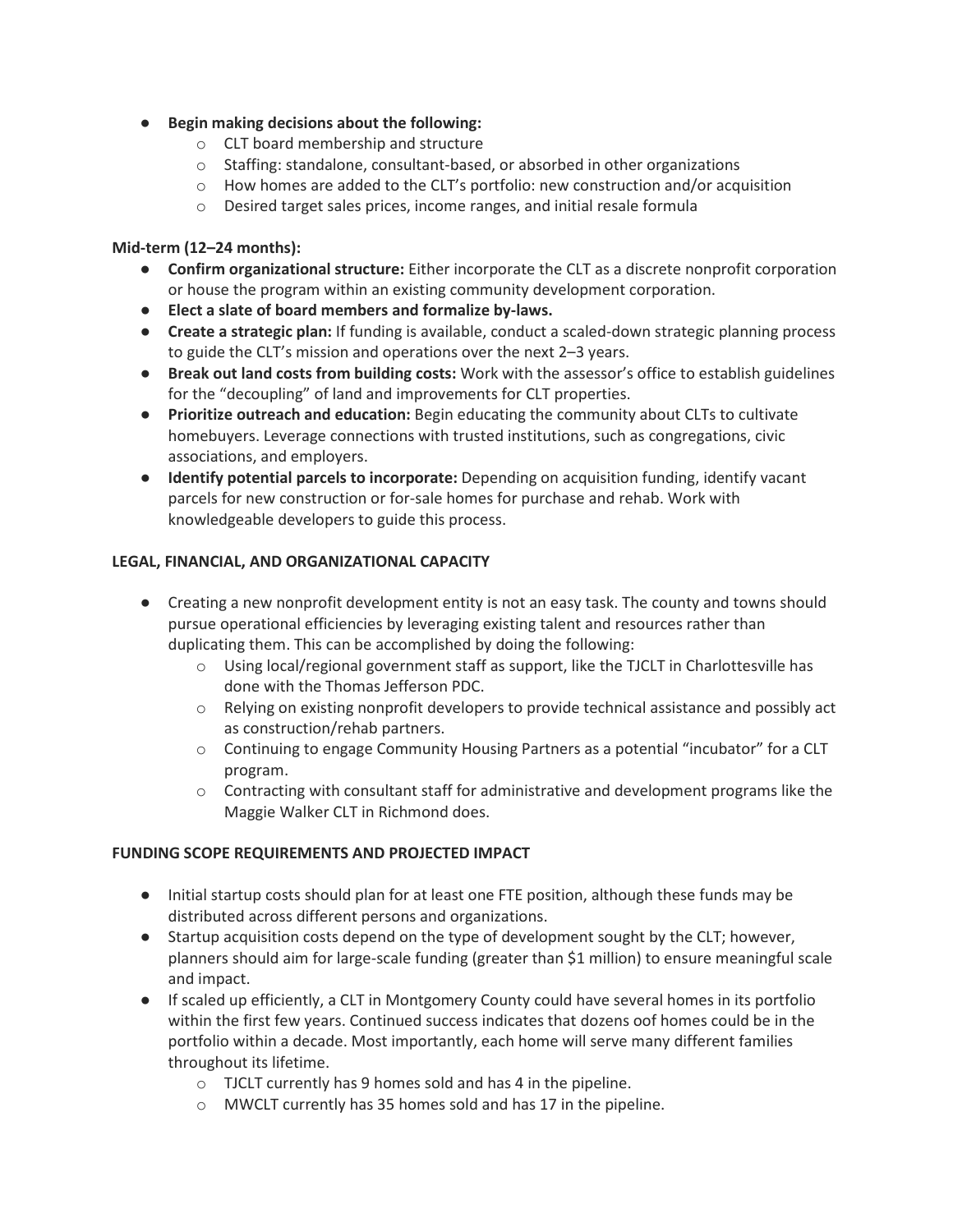- **Begin making decisions about the following:**
  - CLT board membership and structure
  - Staffing: standalone, consultant-based, or absorbed in other organizations
  - How homes are added to the CLT's portfolio: new construction and/or acquisition
  - Desired target sales prices, income ranges, and initial resale formula

**Mid-term (12–24 months):**

- **Confirm organizational structure:** Either incorporate the CLT as a discrete nonprofit corporation or house the program within an existing community development corporation.
- **Elect a slate of board members and formalize by-laws.**
- **Create a strategic plan:** If funding is available, conduct a scaled-down strategic planning process to guide the CLT's mission and operations over the next 2–3 years.
- **Break out land costs from building costs:** Work with the assessor's office to establish guidelines for the "decoupling" of land and improvements for CLT properties.
- **Prioritize outreach and education:** Begin educating the community about CLTs to cultivate homebuyers. Leverage connections with trusted institutions, such as congregations, civic associations, and employers.
- **Identify potential parcels to incorporate:** Depending on acquisition funding, identify vacant parcels for new construction or for-sale homes for purchase and rehab. Work with knowledgeable developers to guide this process.

**LEGAL, FINANCIAL, AND ORGANIZATIONAL CAPACITY**

- Creating a new nonprofit development entity is not an easy task. The county and towns should pursue operational efficiencies by leveraging existing talent and resources rather than duplicating them. This can be accomplished by doing the following:
  - Using local/regional government staff as support, like the TJCLT in Charlottesville has done with the Thomas Jefferson PDC.
  - Relying on existing nonprofit developers to provide technical assistance and possibly act as construction/rehab partners.
  - Continuing to engage Community Housing Partners as a potential "incubator" for a CLT program.
  - Contracting with consultant staff for administrative and development programs like the Maggie Walker CLT in Richmond does.

**FUNDING SCOPE REQUIREMENTS AND PROJECTED IMPACT**

- Initial startup costs should plan for at least one FTE position, although these funds may be distributed across different persons and organizations.
- Startup acquisition costs depend on the type of development sought by the CLT; however, planners should aim for large-scale funding (greater than $1 million) to ensure meaningful scale and impact.
- If scaled up efficiently, a CLT in Montgomery County could have several homes in its portfolio within the first few years. Continued success indicates that dozens oof homes could be in the portfolio within a decade. Most importantly, each home will serve many different families throughout its lifetime.
  - TJCLT currently has 9 homes sold and has 4 in the pipeline.
  - MWCLT currently has 35 homes sold and has 17 in the pipeline.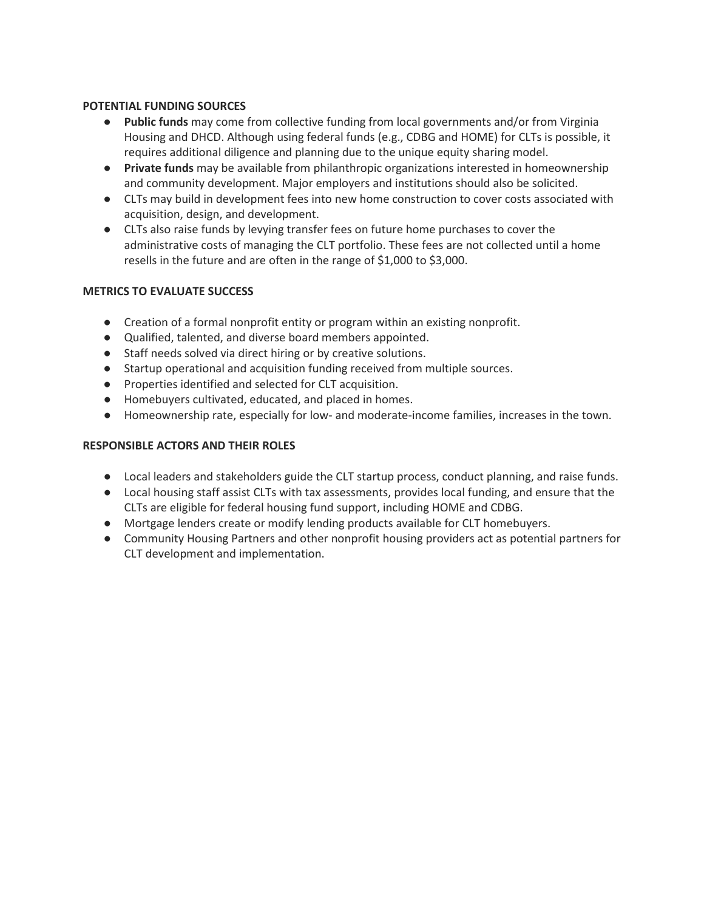## POTENTIAL FUNDING SOURCES

- **Public funds** may come from collective funding from local governments and/or from Virginia Housing and DHCD. Although using federal funds (e.g., CDBG and HOME) for CLTs is possible, it requires additional diligence and planning due to the unique equity sharing model.
- **Private funds** may be available from philanthropic organizations interested in homeownership and community development. Major employers and institutions should also be solicited.
- CLTs may build in development fees into new home construction to cover costs associated with acquisition, design, and development.
- CLTs also raise funds by levying transfer fees on future home purchases to cover the administrative costs of managing the CLT portfolio. These fees are not collected until a home resells in the future and are often in the range of $1,000 to $3,000.

## METRICS TO EVALUATE SUCCESS

- Creation of a formal nonprofit entity or program within an existing nonprofit.
- Qualified, talented, and diverse board members appointed.
- Staff needs solved via direct hiring or by creative solutions.
- Startup operational and acquisition funding received from multiple sources.
- Properties identified and selected for CLT acquisition.
- Homebuyers cultivated, educated, and placed in homes.
- Homeownership rate, especially for low- and moderate-income families, increases in the town.

## RESPONSIBLE ACTORS AND THEIR ROLES

- Local leaders and stakeholders guide the CLT startup process, conduct planning, and raise funds.
- Local housing staff assist CLTs with tax assessments, provides local funding, and ensure that the CLTs are eligible for federal housing fund support, including HOME and CDBG.
- Mortgage lenders create or modify lending products available for CLT homebuyers.
- Community Housing Partners and other nonprofit housing providers act as potential partners for CLT development and implementation.